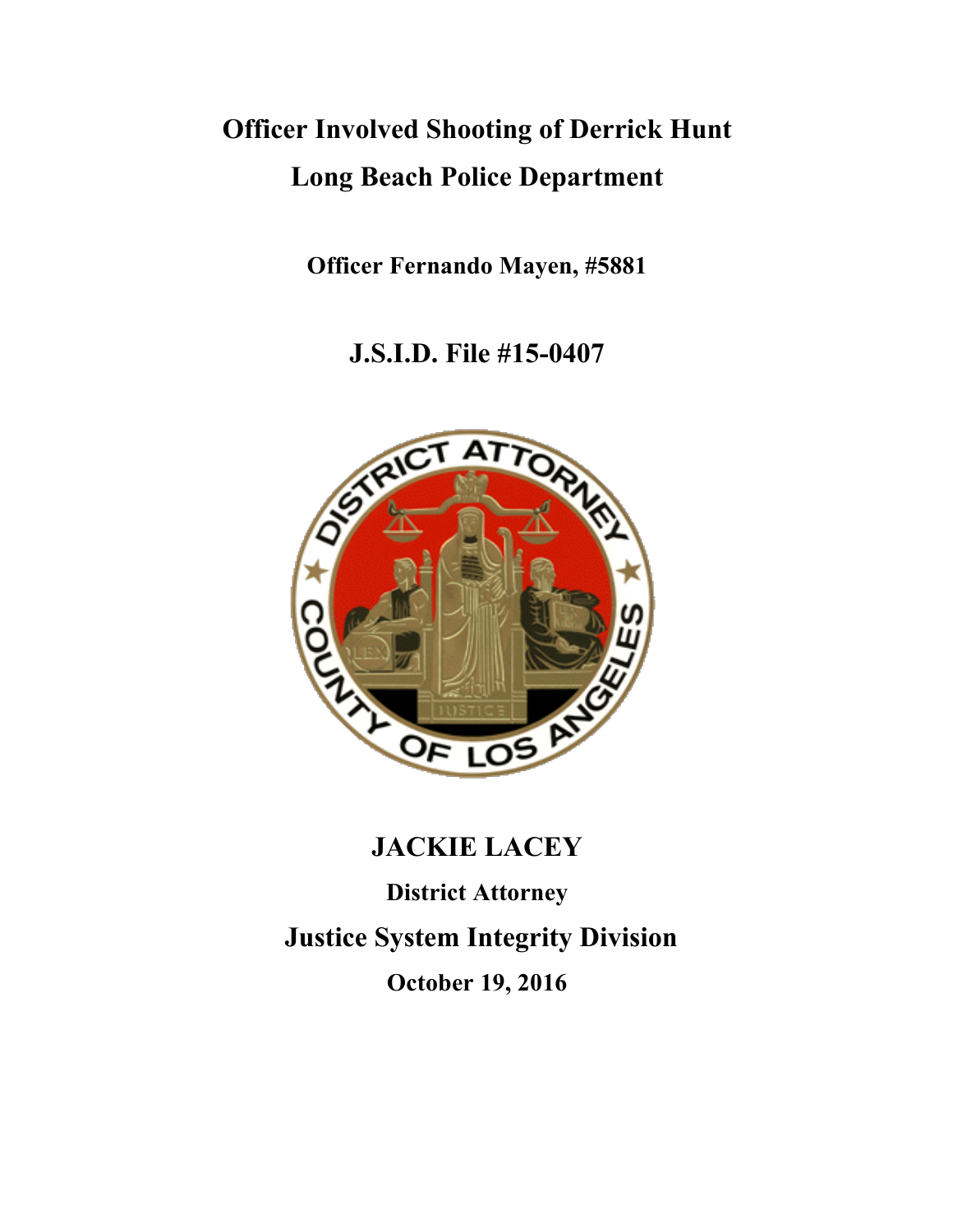# Officer Involved Shooting of Derrick Hunt

# Long Beach Police Department

**Officer Fernando Mayen, #5881**

## J.S.I.D. File #15-0407

## JACKIE LACEY

**District Attorney**

## Justice System Integrity Division

**October 19, 2016**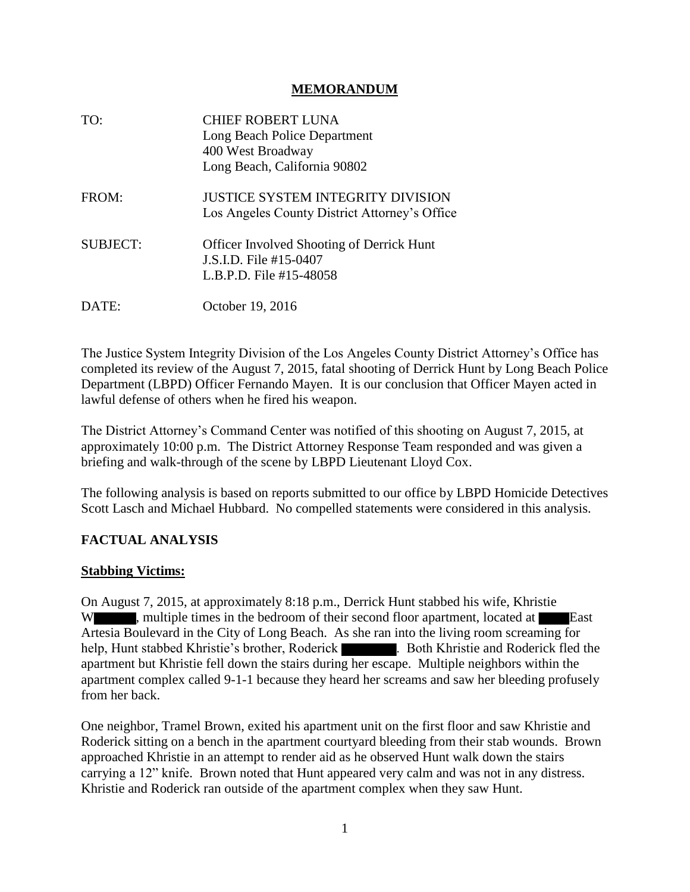# MEMORANDUM

| | |
|---|---|
| TO: | CHIEF ROBERT LUNA<br>Long Beach Police Department<br>400 West Broadway<br>Long Beach, California 90802 |
| FROM: | JUSTICE SYSTEM INTEGRITY DIVISION<br>Los Angeles County District Attorney's Office |
| SUBJECT: | Officer Involved Shooting of Derrick Hunt<br>J.S.I.D. File #15-0407<br>L.B.P.D. File #15-48058 |
| DATE: | October 19, 2016 |

The Justice System Integrity Division of the Los Angeles County District Attorney's Office has completed its review of the August 7, 2015, fatal shooting of Derrick Hunt by Long Beach Police Department (LBPD) Officer Fernando Mayen. It is our conclusion that Officer Mayen acted in lawful defense of others when he fired his weapon.

The District Attorney's Command Center was notified of this shooting on August 7, 2015, at approximately 10:00 p.m. The District Attorney Response Team responded and was given a briefing and walk-through of the scene by LBPD Lieutenant Lloyd Cox.

The following analysis is based on reports submitted to our office by LBPD Homicide Detectives Scott Lasch and Michael Hubbard. No compelled statements were considered in this analysis.

## FACTUAL ANALYSIS

### Stabbing Victims:

On August 7, 2015, at approximately 8:18 p.m., Derrick Hunt stabbed his wife, Khristie W[redacted], multiple times in the bedroom of their second floor apartment, located at [redacted] East Artesia Boulevard in the City of Long Beach. As she ran into the living room screaming for help, Hunt stabbed Khristie's brother, Roderick [redacted]. Both Khristie and Roderick fled the apartment but Khristie fell down the stairs during her escape. Multiple neighbors within the apartment complex called 9-1-1 because they heard her screams and saw her bleeding profusely from her back.

One neighbor, Tramel Brown, exited his apartment unit on the first floor and saw Khristie and Roderick sitting on a bench in the apartment courtyard bleeding from their stab wounds. Brown approached Khristie in an attempt to render aid as he observed Hunt walk down the stairs carrying a 12" knife. Brown noted that Hunt appeared very calm and was not in any distress. Khristie and Roderick ran outside of the apartment complex when they saw Hunt.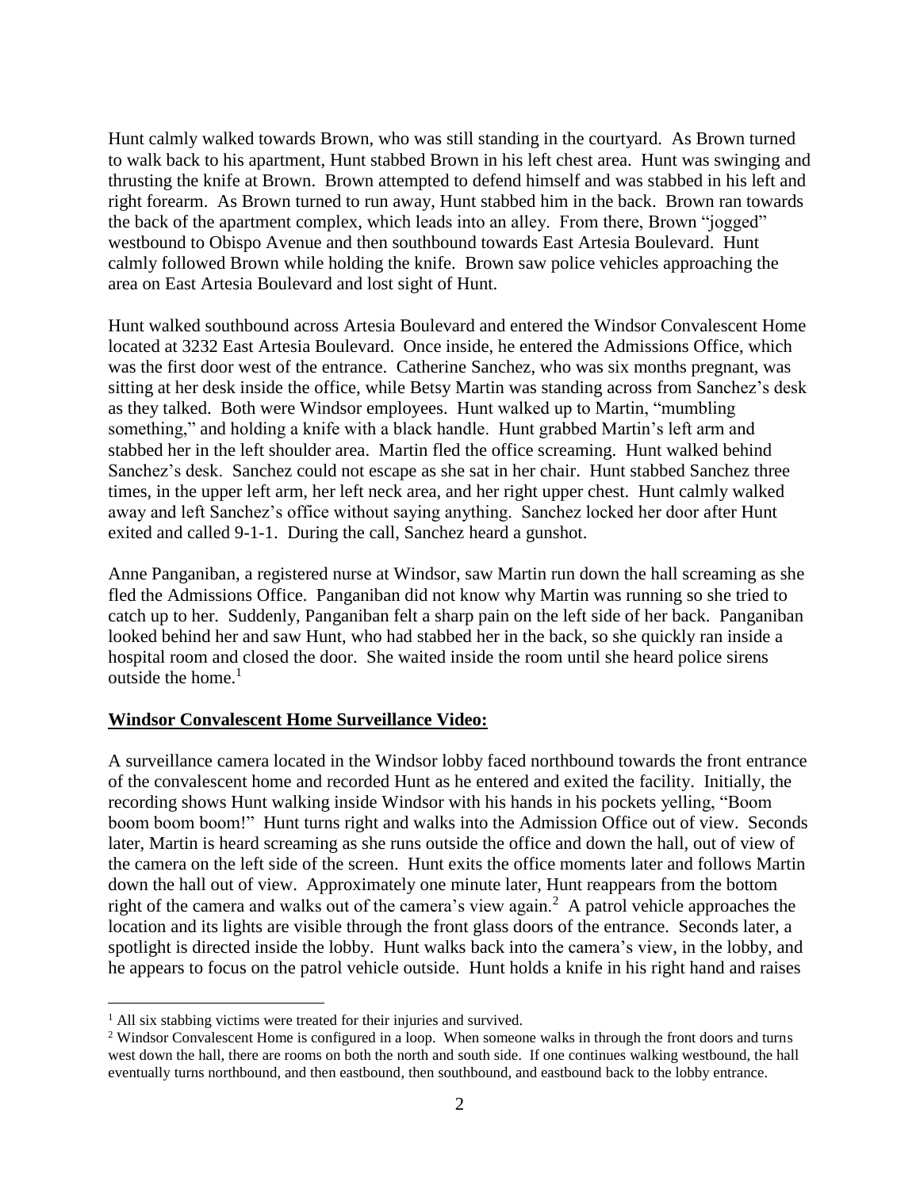Hunt calmly walked towards Brown, who was still standing in the courtyard. As Brown turned to walk back to his apartment, Hunt stabbed Brown in his left chest area. Hunt was swinging and thrusting the knife at Brown. Brown attempted to defend himself and was stabbed in his left and right forearm. As Brown turned to run away, Hunt stabbed him in the back. Brown ran towards the back of the apartment complex, which leads into an alley. From there, Brown "jogged" westbound to Obispo Avenue and then southbound towards East Artesia Boulevard. Hunt calmly followed Brown while holding the knife. Brown saw police vehicles approaching the area on East Artesia Boulevard and lost sight of Hunt.

Hunt walked southbound across Artesia Boulevard and entered the Windsor Convalescent Home located at 3232 East Artesia Boulevard. Once inside, he entered the Admissions Office, which was the first door west of the entrance. Catherine Sanchez, who was six months pregnant, was sitting at her desk inside the office, while Betsy Martin was standing across from Sanchez's desk as they talked. Both were Windsor employees. Hunt walked up to Martin, "mumbling something," and holding a knife with a black handle. Hunt grabbed Martin's left arm and stabbed her in the left shoulder area. Martin fled the office screaming. Hunt walked behind Sanchez's desk. Sanchez could not escape as she sat in her chair. Hunt stabbed Sanchez three times, in the upper left arm, her left neck area, and her right upper chest. Hunt calmly walked away and left Sanchez's office without saying anything. Sanchez locked her door after Hunt exited and called 9-1-1. During the call, Sanchez heard a gunshot.

Anne Panganiban, a registered nurse at Windsor, saw Martin run down the hall screaming as she fled the Admissions Office. Panganiban did not know why Martin was running so she tried to catch up to her. Suddenly, Panganiban felt a sharp pain on the left side of her back. Panganiban looked behind her and saw Hunt, who had stabbed her in the back, so she quickly ran inside a hospital room and closed the door. She waited inside the room until she heard police sirens outside the home.[1]

**Windsor Convalescent Home Surveillance Video:**

A surveillance camera located in the Windsor lobby faced northbound towards the front entrance of the convalescent home and recorded Hunt as he entered and exited the facility. Initially, the recording shows Hunt walking inside Windsor with his hands in his pockets yelling, "Boom boom boom boom!" Hunt turns right and walks into the Admission Office out of view. Seconds later, Martin is heard screaming as she runs outside the office and down the hall, out of view of the camera on the left side of the screen. Hunt exits the office moments later and follows Martin down the hall out of view. Approximately one minute later, Hunt reappears from the bottom right of the camera and walks out of the camera's view again.[2] A patrol vehicle approaches the location and its lights are visible through the front glass doors of the entrance. Seconds later, a spotlight is directed inside the lobby. Hunt walks back into the camera's view, in the lobby, and he appears to focus on the patrol vehicle outside. Hunt holds a knife in his right hand and raises

[1] All six stabbing victims were treated for their injuries and survived.

[2] Windsor Convalescent Home is configured in a loop. When someone walks in through the front doors and turns west down the hall, there are rooms on both the north and south side. If one continues walking westbound, the hall eventually turns northbound, and then eastbound, then southbound, and eastbound back to the lobby entrance.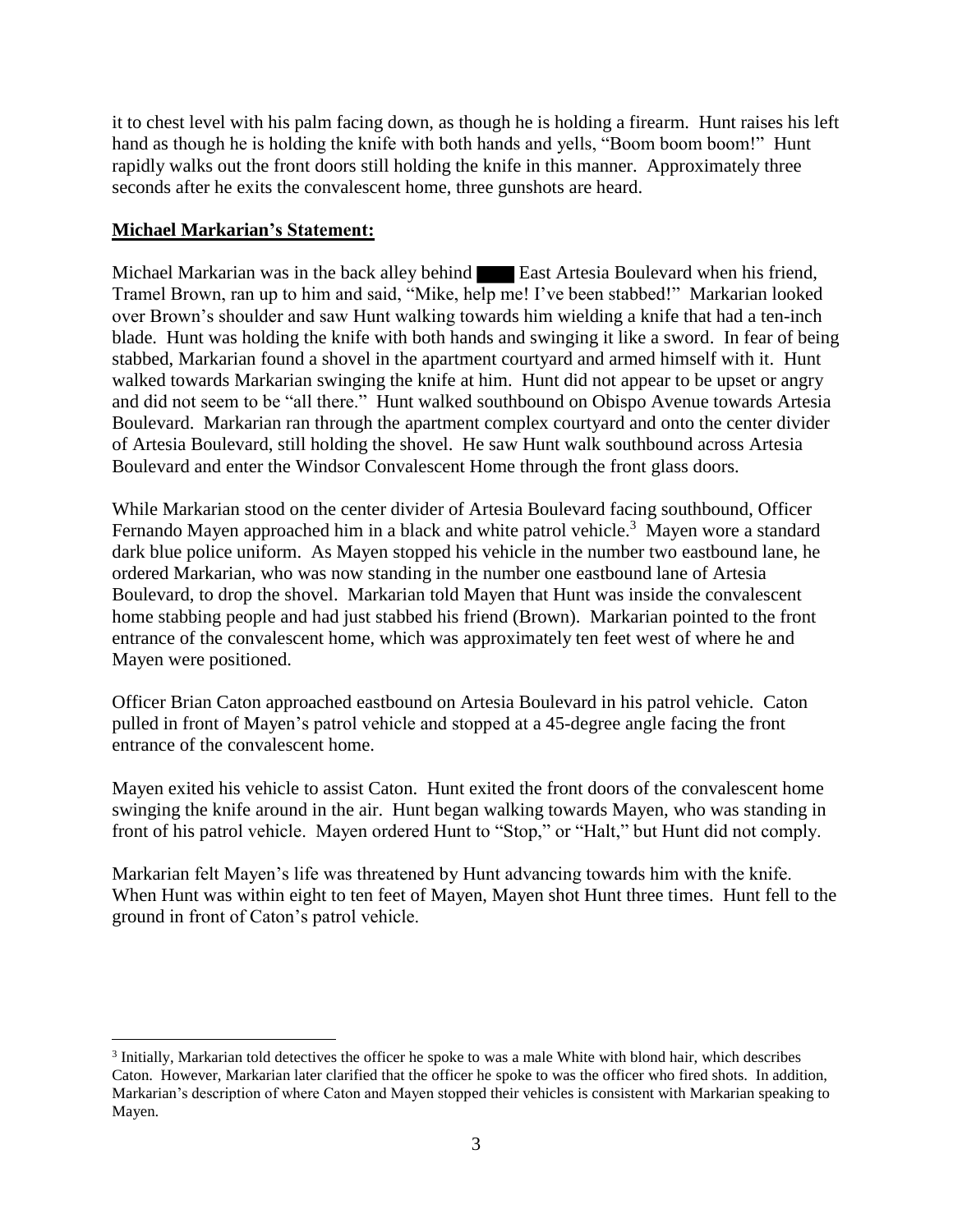it to chest level with his palm facing down, as though he is holding a firearm. Hunt raises his left hand as though he is holding the knife with both hands and yells, "Boom boom boom!" Hunt rapidly walks out the front doors still holding the knife in this manner. Approximately three seconds after he exits the convalescent home, three gunshots are heard.

**Michael Markarian's Statement:**

Michael Markarian was in the back alley behind ████ East Artesia Boulevard when his friend, Tramel Brown, ran up to him and said, "Mike, help me! I've been stabbed!" Markarian looked over Brown's shoulder and saw Hunt walking towards him wielding a knife that had a ten-inch blade. Hunt was holding the knife with both hands and swinging it like a sword. In fear of being stabbed, Markarian found a shovel in the apartment courtyard and armed himself with it. Hunt walked towards Markarian swinging the knife at him. Hunt did not appear to be upset or angry and did not seem to be "all there." Hunt walked southbound on Obispo Avenue towards Artesia Boulevard. Markarian ran through the apartment complex courtyard and onto the center divider of Artesia Boulevard, still holding the shovel. He saw Hunt walk southbound across Artesia Boulevard and enter the Windsor Convalescent Home through the front glass doors.

While Markarian stood on the center divider of Artesia Boulevard facing southbound, Officer Fernando Mayen approached him in a black and white patrol vehicle.[3] Mayen wore a standard dark blue police uniform. As Mayen stopped his vehicle in the number two eastbound lane, he ordered Markarian, who was now standing in the number one eastbound lane of Artesia Boulevard, to drop the shovel. Markarian told Mayen that Hunt was inside the convalescent home stabbing people and had just stabbed his friend (Brown). Markarian pointed to the front entrance of the convalescent home, which was approximately ten feet west of where he and Mayen were positioned.

Officer Brian Caton approached eastbound on Artesia Boulevard in his patrol vehicle. Caton pulled in front of Mayen's patrol vehicle and stopped at a 45-degree angle facing the front entrance of the convalescent home.

Mayen exited his vehicle to assist Caton. Hunt exited the front doors of the convalescent home swinging the knife around in the air. Hunt began walking towards Mayen, who was standing in front of his patrol vehicle. Mayen ordered Hunt to "Stop," or "Halt," but Hunt did not comply.

Markarian felt Mayen's life was threatened by Hunt advancing towards him with the knife. When Hunt was within eight to ten feet of Mayen, Mayen shot Hunt three times. Hunt fell to the ground in front of Caton's patrol vehicle.

[3] Initially, Markarian told detectives the officer he spoke to was a male White with blond hair, which describes Caton. However, Markarian later clarified that the officer he spoke to was the officer who fired shots. In addition, Markarian's description of where Caton and Mayen stopped their vehicles is consistent with Markarian speaking to Mayen.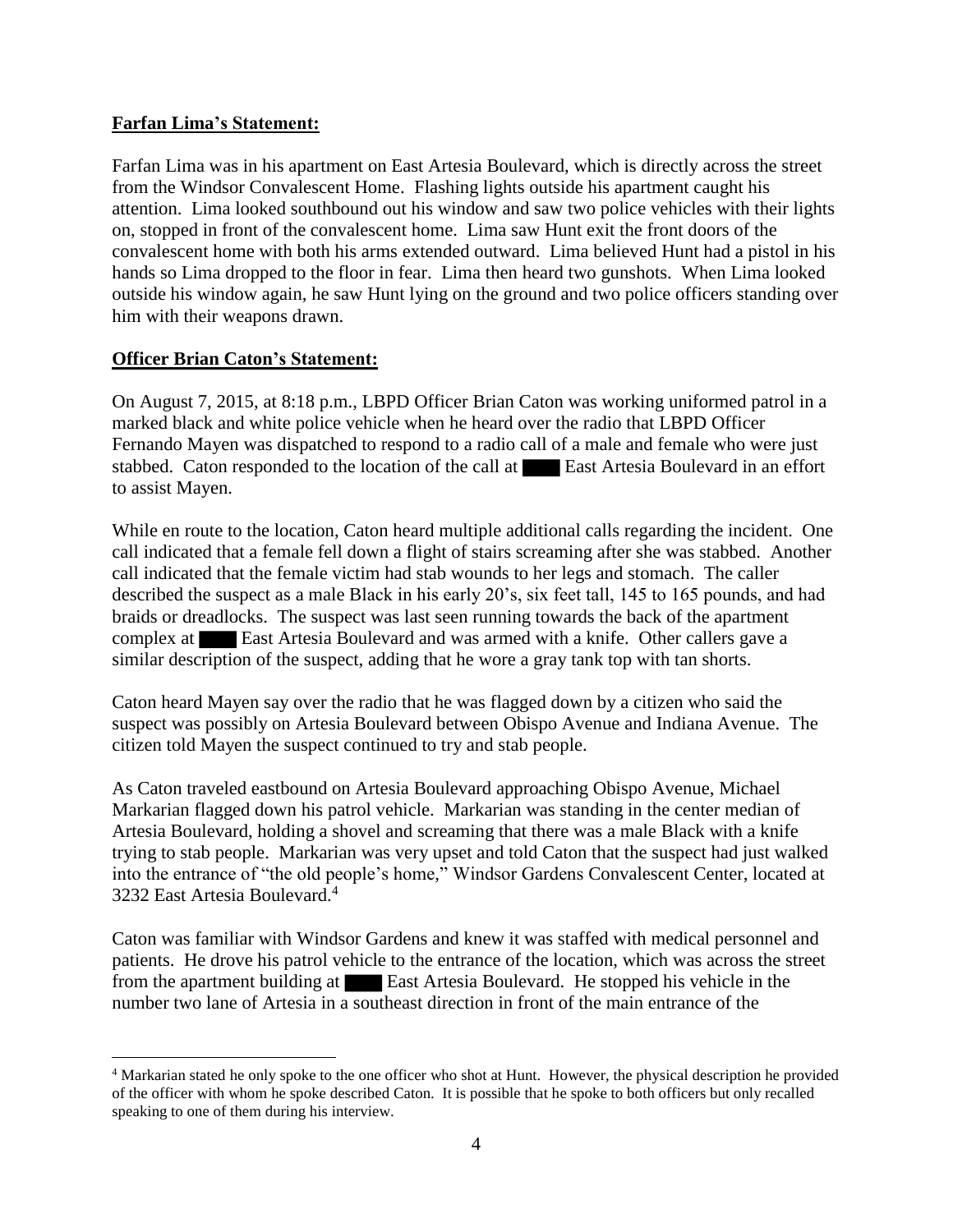**Farfan Lima's Statement:**

Farfan Lima was in his apartment on East Artesia Boulevard, which is directly across the street from the Windsor Convalescent Home. Flashing lights outside his apartment caught his attention. Lima looked southbound out his window and saw two police vehicles with their lights on, stopped in front of the convalescent home. Lima saw Hunt exit the front doors of the convalescent home with both his arms extended outward. Lima believed Hunt had a pistol in his hands so Lima dropped to the floor in fear. Lima then heard two gunshots. When Lima looked outside his window again, he saw Hunt lying on the ground and two police officers standing over him with their weapons drawn.

**Officer Brian Caton's Statement:**

On August 7, 2015, at 8:18 p.m., LBPD Officer Brian Caton was working uniformed patrol in a marked black and white police vehicle when he heard over the radio that LBPD Officer Fernando Mayen was dispatched to respond to a radio call of a male and female who were just stabbed. Caton responded to the location of the call at ████ East Artesia Boulevard in an effort to assist Mayen.

While en route to the location, Caton heard multiple additional calls regarding the incident. One call indicated that a female fell down a flight of stairs screaming after she was stabbed. Another call indicated that the female victim had stab wounds to her legs and stomach. The caller described the suspect as a male Black in his early 20's, six feet tall, 145 to 165 pounds, and had braids or dreadlocks. The suspect was last seen running towards the back of the apartment complex at ████ East Artesia Boulevard and was armed with a knife. Other callers gave a similar description of the suspect, adding that he wore a gray tank top with tan shorts.

Caton heard Mayen say over the radio that he was flagged down by a citizen who said the suspect was possibly on Artesia Boulevard between Obispo Avenue and Indiana Avenue. The citizen told Mayen the suspect continued to try and stab people.

As Caton traveled eastbound on Artesia Boulevard approaching Obispo Avenue, Michael Markarian flagged down his patrol vehicle. Markarian was standing in the center median of Artesia Boulevard, holding a shovel and screaming that there was a male Black with a knife trying to stab people. Markarian was very upset and told Caton that the suspect had just walked into the entrance of "the old people's home," Windsor Gardens Convalescent Center, located at 3232 East Artesia Boulevard.[4]

Caton was familiar with Windsor Gardens and knew it was staffed with medical personnel and patients. He drove his patrol vehicle to the entrance of the location, which was across the street from the apartment building at ████ East Artesia Boulevard. He stopped his vehicle in the number two lane of Artesia in a southeast direction in front of the main entrance of the

[4] Markarian stated he only spoke to the one officer who shot at Hunt. However, the physical description he provided of the officer with whom he spoke described Caton. It is possible that he spoke to both officers but only recalled speaking to one of them during his interview.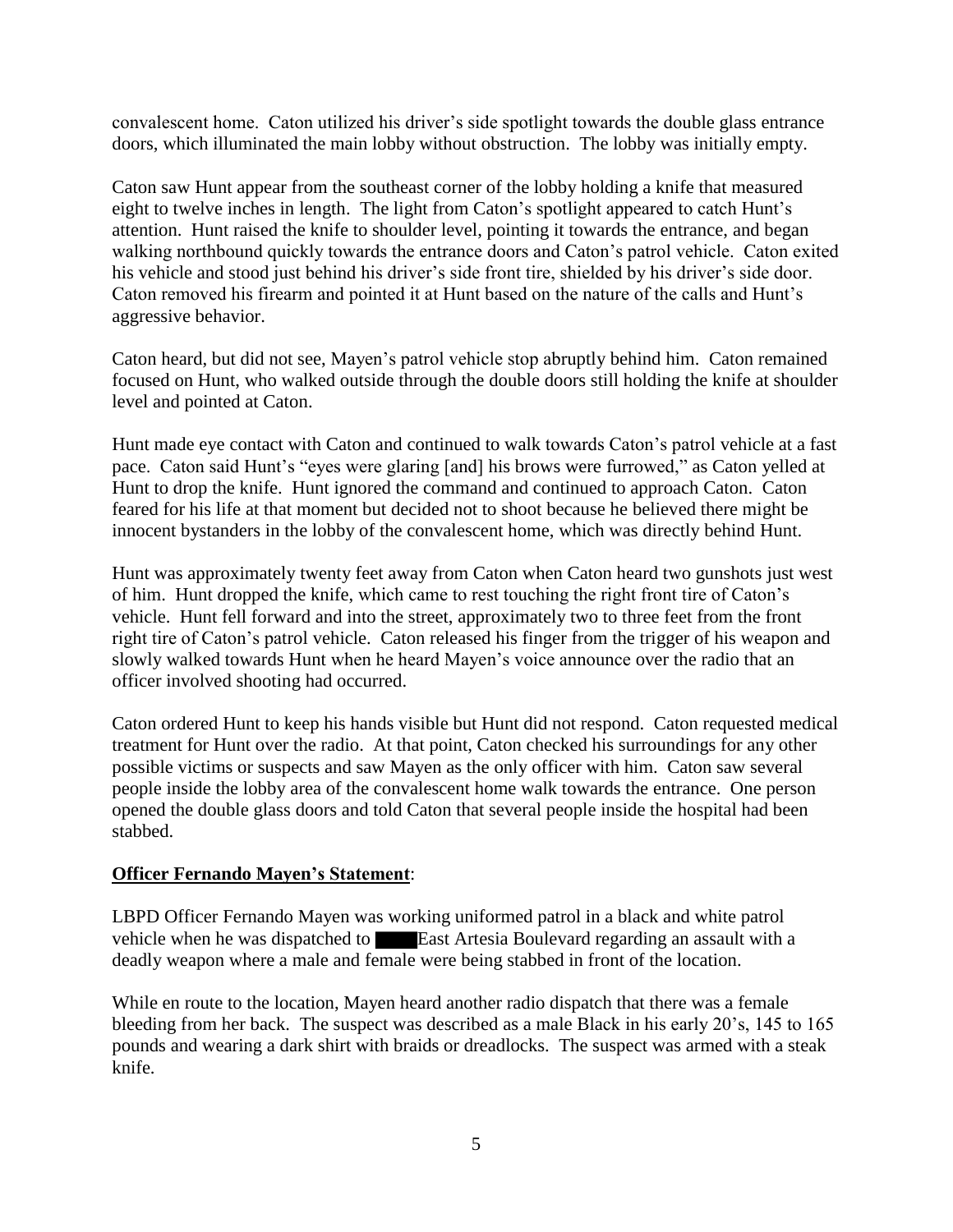convalescent home. Caton utilized his driver's side spotlight towards the double glass entrance doors, which illuminated the main lobby without obstruction. The lobby was initially empty.

Caton saw Hunt appear from the southeast corner of the lobby holding a knife that measured eight to twelve inches in length. The light from Caton's spotlight appeared to catch Hunt's attention. Hunt raised the knife to shoulder level, pointing it towards the entrance, and began walking northbound quickly towards the entrance doors and Caton's patrol vehicle. Caton exited his vehicle and stood just behind his driver's side front tire, shielded by his driver's side door. Caton removed his firearm and pointed it at Hunt based on the nature of the calls and Hunt's aggressive behavior.

Caton heard, but did not see, Mayen's patrol vehicle stop abruptly behind him. Caton remained focused on Hunt, who walked outside through the double doors still holding the knife at shoulder level and pointed at Caton.

Hunt made eye contact with Caton and continued to walk towards Caton's patrol vehicle at a fast pace. Caton said Hunt's "eyes were glaring [and] his brows were furrowed," as Caton yelled at Hunt to drop the knife. Hunt ignored the command and continued to approach Caton. Caton feared for his life at that moment but decided not to shoot because he believed there might be innocent bystanders in the lobby of the convalescent home, which was directly behind Hunt.

Hunt was approximately twenty feet away from Caton when Caton heard two gunshots just west of him. Hunt dropped the knife, which came to rest touching the right front tire of Caton's vehicle. Hunt fell forward and into the street, approximately two to three feet from the front right tire of Caton's patrol vehicle. Caton released his finger from the trigger of his weapon and slowly walked towards Hunt when he heard Mayen's voice announce over the radio that an officer involved shooting had occurred.

Caton ordered Hunt to keep his hands visible but Hunt did not respond. Caton requested medical treatment for Hunt over the radio. At that point, Caton checked his surroundings for any other possible victims or suspects and saw Mayen as the only officer with him. Caton saw several people inside the lobby area of the convalescent home walk towards the entrance. One person opened the double glass doors and told Caton that several people inside the hospital had been stabbed.

**Officer Fernando Mayen's Statement**:

LBPD Officer Fernando Mayen was working uniformed patrol in a black and white patrol vehicle when he was dispatched to ████ East Artesia Boulevard regarding an assault with a deadly weapon where a male and female were being stabbed in front of the location.

While en route to the location, Mayen heard another radio dispatch that there was a female bleeding from her back. The suspect was described as a male Black in his early 20's, 145 to 165 pounds and wearing a dark shirt with braids or dreadlocks. The suspect was armed with a steak knife.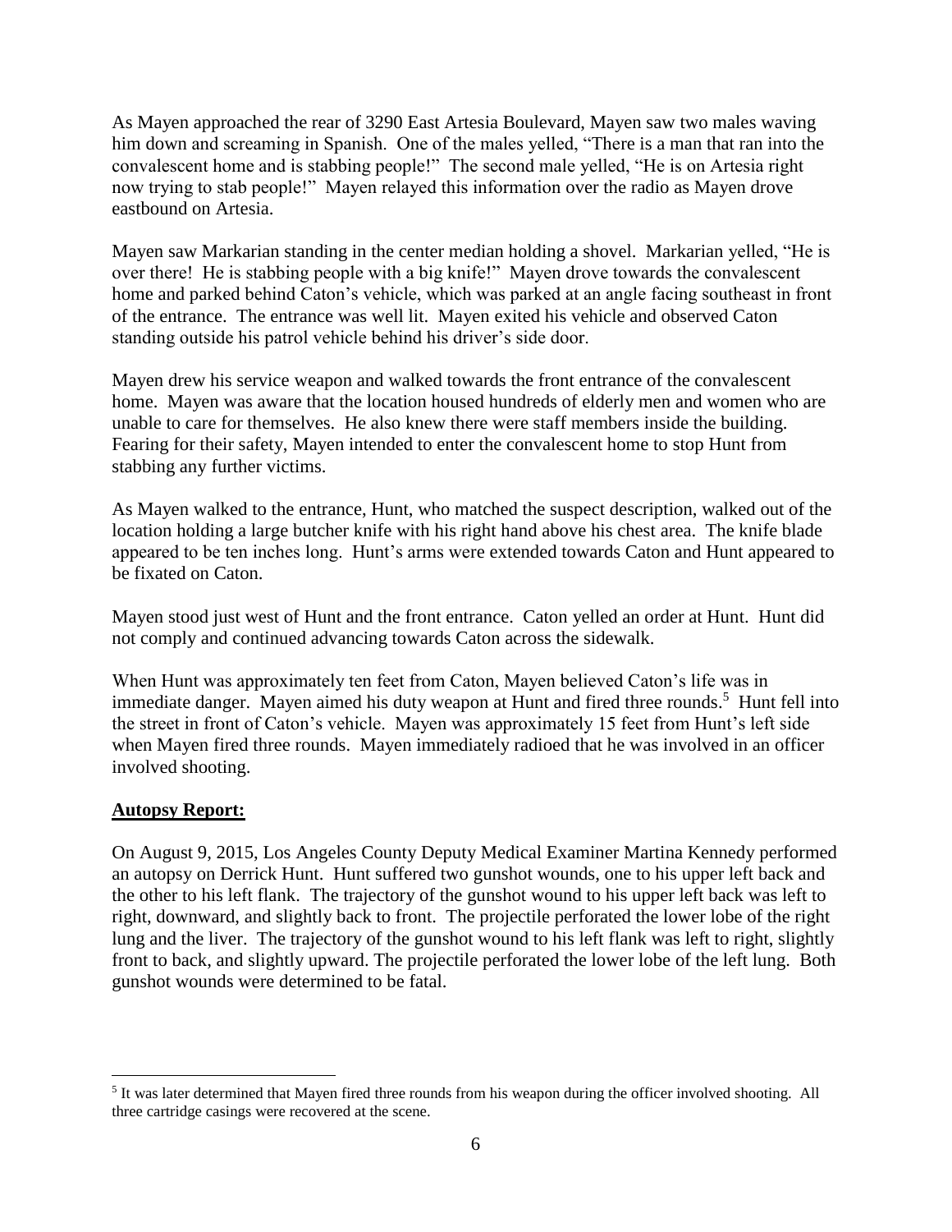As Mayen approached the rear of 3290 East Artesia Boulevard, Mayen saw two males waving him down and screaming in Spanish. One of the males yelled, "There is a man that ran into the convalescent home and is stabbing people!" The second male yelled, "He is on Artesia right now trying to stab people!" Mayen relayed this information over the radio as Mayen drove eastbound on Artesia.

Mayen saw Markarian standing in the center median holding a shovel. Markarian yelled, "He is over there! He is stabbing people with a big knife!" Mayen drove towards the convalescent home and parked behind Caton's vehicle, which was parked at an angle facing southeast in front of the entrance. The entrance was well lit. Mayen exited his vehicle and observed Caton standing outside his patrol vehicle behind his driver's side door.

Mayen drew his service weapon and walked towards the front entrance of the convalescent home. Mayen was aware that the location housed hundreds of elderly men and women who are unable to care for themselves. He also knew there were staff members inside the building. Fearing for their safety, Mayen intended to enter the convalescent home to stop Hunt from stabbing any further victims.

As Mayen walked to the entrance, Hunt, who matched the suspect description, walked out of the location holding a large butcher knife with his right hand above his chest area. The knife blade appeared to be ten inches long. Hunt's arms were extended towards Caton and Hunt appeared to be fixated on Caton.

Mayen stood just west of Hunt and the front entrance. Caton yelled an order at Hunt. Hunt did not comply and continued advancing towards Caton across the sidewalk.

When Hunt was approximately ten feet from Caton, Mayen believed Caton's life was in immediate danger. Mayen aimed his duty weapon at Hunt and fired three rounds.[5] Hunt fell into the street in front of Caton's vehicle. Mayen was approximately 15 feet from Hunt's left side when Mayen fired three rounds. Mayen immediately radioed that he was involved in an officer involved shooting.

**Autopsy Report:**

On August 9, 2015, Los Angeles County Deputy Medical Examiner Martina Kennedy performed an autopsy on Derrick Hunt. Hunt suffered two gunshot wounds, one to his upper left back and the other to his left flank. The trajectory of the gunshot wound to his upper left back was left to right, downward, and slightly back to front. The projectile perforated the lower lobe of the right lung and the liver. The trajectory of the gunshot wound to his left flank was left to right, slightly front to back, and slightly upward. The projectile perforated the lower lobe of the left lung. Both gunshot wounds were determined to be fatal.

---

[5] It was later determined that Mayen fired three rounds from his weapon during the officer involved shooting. All three cartridge casings were recovered at the scene.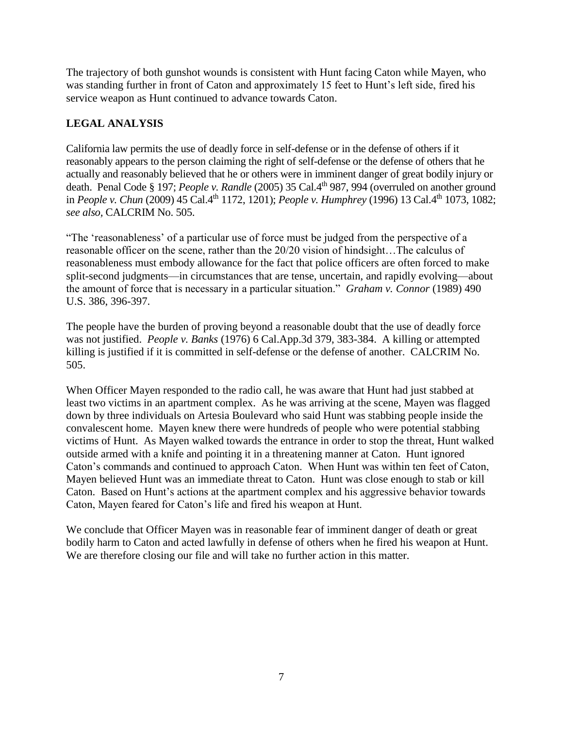The trajectory of both gunshot wounds is consistent with Hunt facing Caton while Mayen, who was standing further in front of Caton and approximately 15 feet to Hunt's left side, fired his service weapon as Hunt continued to advance towards Caton.

## LEGAL ANALYSIS

California law permits the use of deadly force in self-defense or in the defense of others if it reasonably appears to the person claiming the right of self-defense or the defense of others that he actually and reasonably believed that he or others were in imminent danger of great bodily injury or death. Penal Code § 197; *People v. Randle* (2005) 35 Cal.4th 987, 994 (overruled on another ground in *People v. Chun* (2009) 45 Cal.4th 1172, 1201); *People v. Humphrey* (1996) 13 Cal.4th 1073, 1082; *see also*, CALCRIM No. 505.

"The 'reasonableness' of a particular use of force must be judged from the perspective of a reasonable officer on the scene, rather than the 20/20 vision of hindsight…The calculus of reasonableness must embody allowance for the fact that police officers are often forced to make split-second judgments—in circumstances that are tense, uncertain, and rapidly evolving—about the amount of force that is necessary in a particular situation." *Graham v. Connor* (1989) 490 U.S. 386, 396-397.

The people have the burden of proving beyond a reasonable doubt that the use of deadly force was not justified. *People v. Banks* (1976) 6 Cal.App.3d 379, 383-384. A killing or attempted killing is justified if it is committed in self-defense or the defense of another. CALCRIM No. 505.

When Officer Mayen responded to the radio call, he was aware that Hunt had just stabbed at least two victims in an apartment complex. As he was arriving at the scene, Mayen was flagged down by three individuals on Artesia Boulevard who said Hunt was stabbing people inside the convalescent home. Mayen knew there were hundreds of people who were potential stabbing victims of Hunt. As Mayen walked towards the entrance in order to stop the threat, Hunt walked outside armed with a knife and pointing it in a threatening manner at Caton. Hunt ignored Caton's commands and continued to approach Caton. When Hunt was within ten feet of Caton, Mayen believed Hunt was an immediate threat to Caton. Hunt was close enough to stab or kill Caton. Based on Hunt's actions at the apartment complex and his aggressive behavior towards Caton, Mayen feared for Caton's life and fired his weapon at Hunt.

We conclude that Officer Mayen was in reasonable fear of imminent danger of death or great bodily harm to Caton and acted lawfully in defense of others when he fired his weapon at Hunt. We are therefore closing our file and will take no further action in this matter.